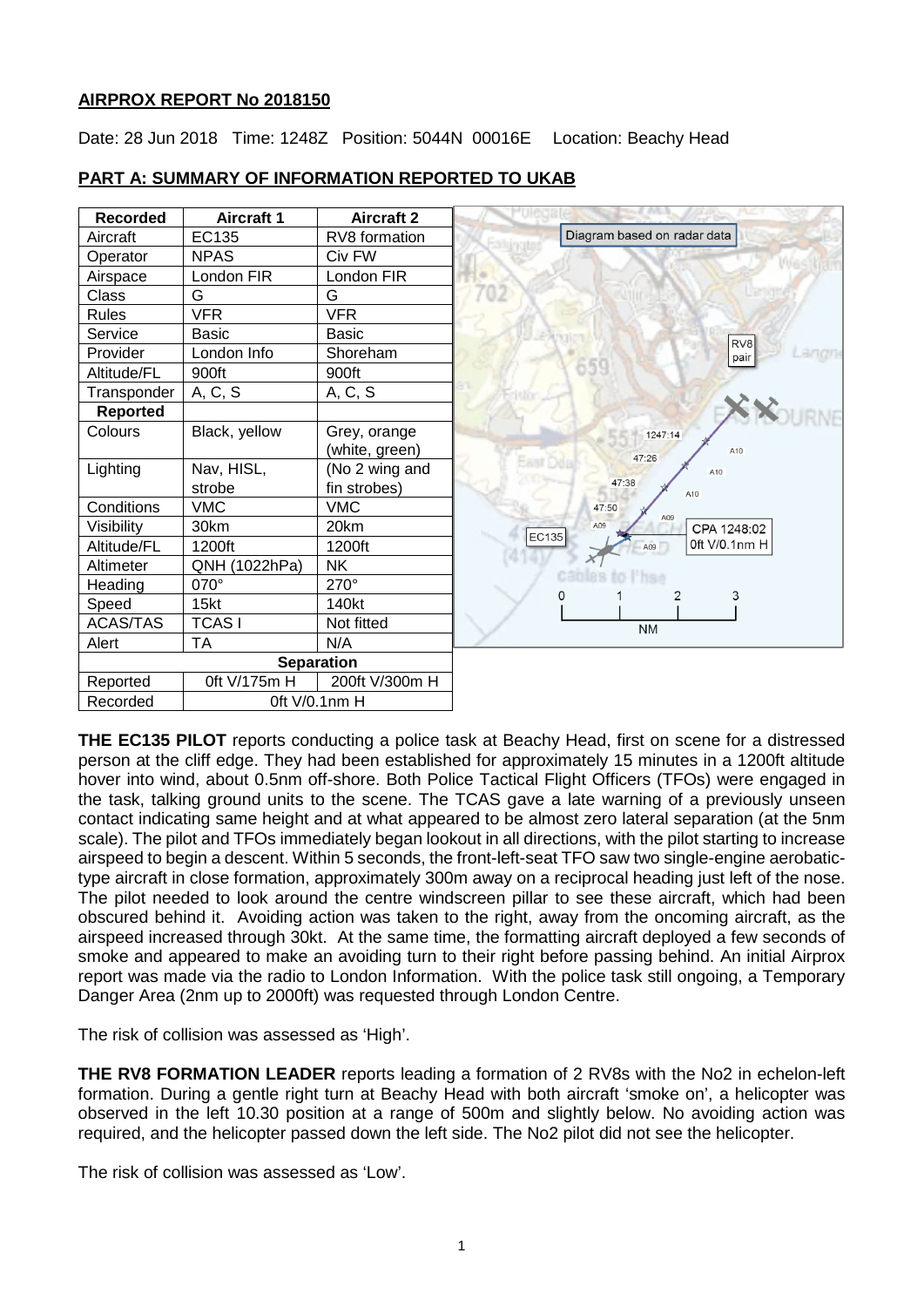**AIRPROX REPORT No 2018150**

Date: 28 Jun 2018 Time: 1248Z Position: 5044N 00016E Location: Beachy Head

**PART A: SUMMARY OF INFORMATION REPORTED TO UKAB**

| Recorded | Aircraft 1 | Aircraft 2 |
|---|---|---|
| Aircraft | EC135 | RV8 formation |
| Operator | NPAS | Civ FW |
| Airspace | London FIR | London FIR |
| Class | G | G |
| Rules | VFR | VFR |
| Service | Basic | Basic |
| Provider | London Info | Shoreham |
| Altitude/FL | 900ft | 900ft |
| Transponder | A, C, S | A, C, S |
| **Reported** | | |
| Colours | Black, yellow | Grey, orange (white, green) |
| Lighting | Nav, HISL, strobe | (No 2 wing and fin strobes) |
| Conditions | VMC | VMC |
| Visibility | 30km | 20km |
| Altitude/FL | 1200ft | 1200ft |
| Altimeter | QNH (1022hPa) | NK |
| Heading | 070° | 270° |
| Speed | 15kt | 140kt |
| ACAS/TAS | TCAS I | Not fitted |
| Alert | TA | N/A |
| **Separation** | | |
| Reported | 0ft V/175m H | 200ft V/300m H |
| Recorded | 0ft V/0.1nm H | |

**THE EC135 PILOT** reports conducting a police task at Beachy Head, first on scene for a distressed person at the cliff edge. They had been established for approximately 15 minutes in a 1200ft altitude hover into wind, about 0.5nm off-shore. Both Police Tactical Flight Officers (TFOs) were engaged in the task, talking ground units to the scene. The TCAS gave a late warning of a previously unseen contact indicating same height and at what appeared to be almost zero lateral separation (at the 5nm scale). The pilot and TFOs immediately began lookout in all directions, with the pilot starting to increase airspeed to begin a descent. Within 5 seconds, the front-left-seat TFO saw two single-engine aerobatic-type aircraft in close formation, approximately 300m away on a reciprocal heading just left of the nose. The pilot needed to look around the centre windscreen pillar to see these aircraft, which had been obscured behind it. Avoiding action was taken to the right, away from the oncoming aircraft, as the airspeed increased through 30kt. At the same time, the formatting aircraft deployed a few seconds of smoke and appeared to make an avoiding turn to their right before passing behind. An initial Airprox report was made via the radio to London Information. With the police task still ongoing, a Temporary Danger Area (2nm up to 2000ft) was requested through London Centre.

The risk of collision was assessed as 'High'.

**THE RV8 FORMATION LEADER** reports leading a formation of 2 RV8s with the No2 in echelon-left formation. During a gentle right turn at Beachy Head with both aircraft 'smoke on', a helicopter was observed in the left 10.30 position at a range of 500m and slightly below. No avoiding action was required, and the helicopter passed down the left side. The No2 pilot did not see the helicopter.

The risk of collision was assessed as 'Low'.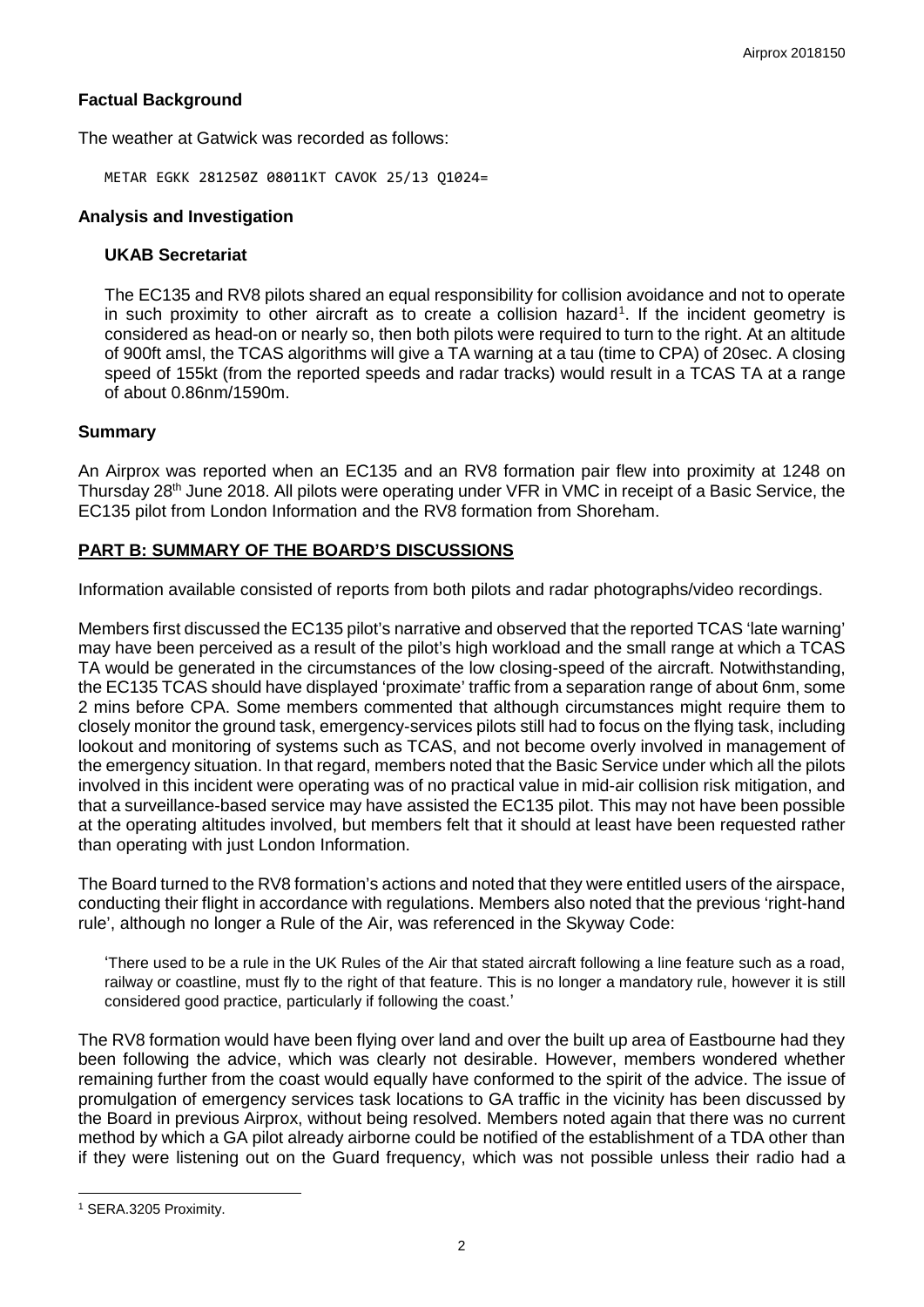## Factual Background

The weather at Gatwick was recorded as follows:

```
METAR EGKK 281250Z 08011KT CAVOK 25/13 Q1024=
```

## Analysis and Investigation

### UKAB Secretariat

The EC135 and RV8 pilots shared an equal responsibility for collision avoidance and not to operate in such proximity to other aircraft as to create a collision hazard[1]. If the incident geometry is considered as head-on or nearly so, then both pilots were required to turn to the right. At an altitude of 900ft amsl, the TCAS algorithms will give a TA warning at a tau (time to CPA) of 20sec. A closing speed of 155kt (from the reported speeds and radar tracks) would result in a TCAS TA at a range of about 0.86nm/1590m.

## Summary

An Airprox was reported when an EC135 and an RV8 formation pair flew into proximity at 1248 on Thursday 28th June 2018. All pilots were operating under VFR in VMC in receipt of a Basic Service, the EC135 pilot from London Information and the RV8 formation from Shoreham.

## PART B: SUMMARY OF THE BOARD'S DISCUSSIONS

Information available consisted of reports from both pilots and radar photographs/video recordings.

Members first discussed the EC135 pilot's narrative and observed that the reported TCAS 'late warning' may have been perceived as a result of the pilot's high workload and the small range at which a TCAS TA would be generated in the circumstances of the low closing-speed of the aircraft. Notwithstanding, the EC135 TCAS should have displayed 'proximate' traffic from a separation range of about 6nm, some 2 mins before CPA. Some members commented that although circumstances might require them to closely monitor the ground task, emergency-services pilots still had to focus on the flying task, including lookout and monitoring of systems such as TCAS, and not become overly involved in management of the emergency situation. In that regard, members noted that the Basic Service under which all the pilots involved in this incident were operating was of no practical value in mid-air collision risk mitigation, and that a surveillance-based service may have assisted the EC135 pilot. This may not have been possible at the operating altitudes involved, but members felt that it should at least have been requested rather than operating with just London Information.

The Board turned to the RV8 formation's actions and noted that they were entitled users of the airspace, conducting their flight in accordance with regulations. Members also noted that the previous 'right-hand rule', although no longer a Rule of the Air, was referenced in the Skyway Code:

> 'There used to be a rule in the UK Rules of the Air that stated aircraft following a line feature such as a road, railway or coastline, must fly to the right of that feature. This is no longer a mandatory rule, however it is still considered good practice, particularly if following the coast.'

The RV8 formation would have been flying over land and over the built up area of Eastbourne had they been following the advice, which was clearly not desirable. However, members wondered whether remaining further from the coast would equally have conformed to the spirit of the advice. The issue of promulgation of emergency services task locations to GA traffic in the vicinity has been discussed by the Board in previous Airprox, without being resolved. Members noted again that there was no current method by which a GA pilot already airborne could be notified of the establishment of a TDA other than if they were listening out on the Guard frequency, which was not possible unless their radio had a

---

[1] SERA.3205 Proximity.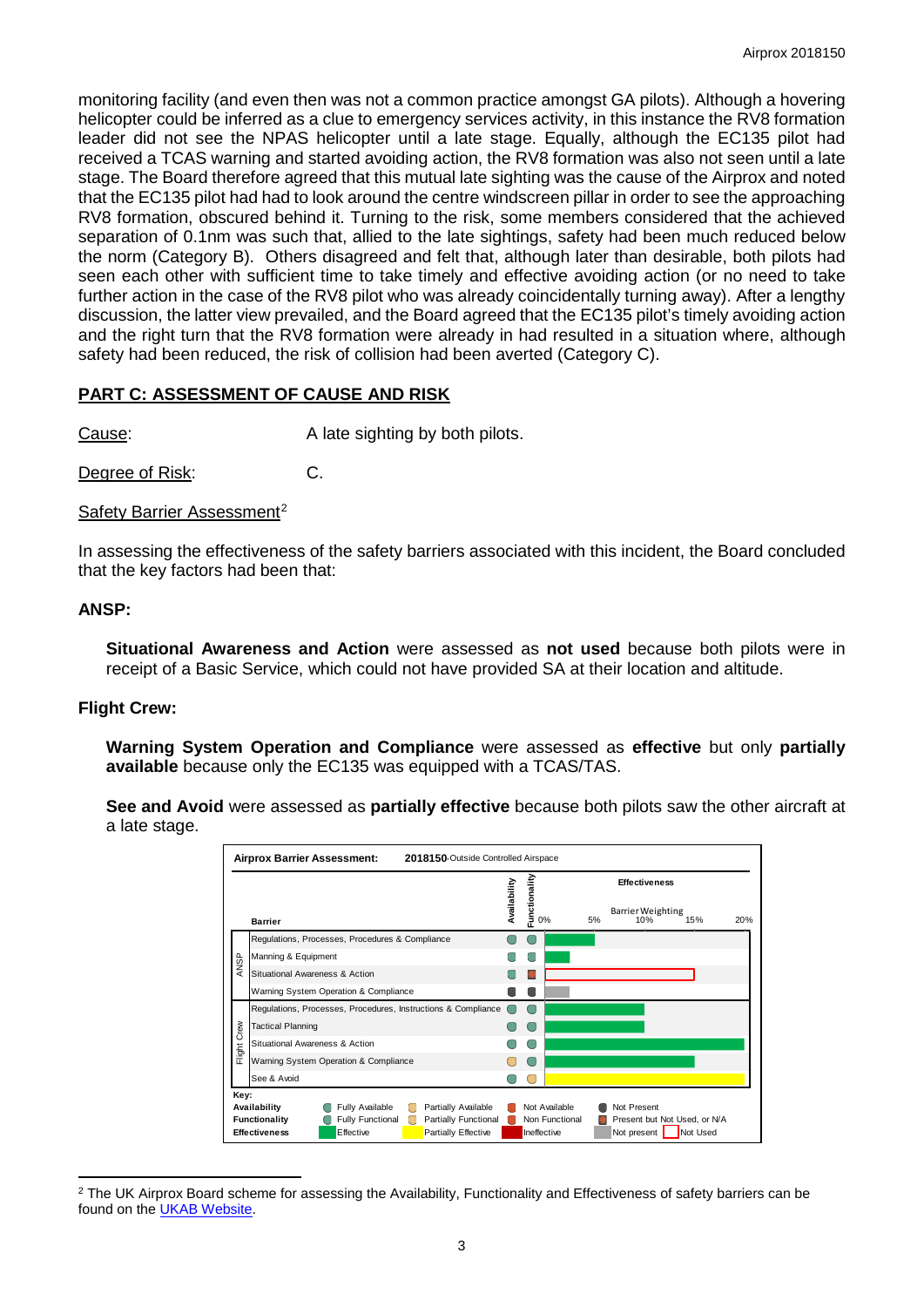monitoring facility (and even then was not a common practice amongst GA pilots). Although a hovering helicopter could be inferred as a clue to emergency services activity, in this instance the RV8 formation leader did not see the NPAS helicopter until a late stage. Equally, although the EC135 pilot had received a TCAS warning and started avoiding action, the RV8 formation was also not seen until a late stage. The Board therefore agreed that this mutual late sighting was the cause of the Airprox and noted that the EC135 pilot had had to look around the centre windscreen pillar in order to see the approaching RV8 formation, obscured behind it. Turning to the risk, some members considered that the achieved separation of 0.1nm was such that, allied to the late sightings, safety had been much reduced below the norm (Category B). Others disagreed and felt that, although later than desirable, both pilots had seen each other with sufficient time to take timely and effective avoiding action (or no need to take further action in the case of the RV8 pilot who was already coincidentally turning away). After a lengthy discussion, the latter view prevailed, and the Board agreed that the EC135 pilot's timely avoiding action and the right turn that the RV8 formation were already in had resulted in a situation where, although safety had been reduced, the risk of collision had been averted (Category C).

## PART C: ASSESSMENT OF CAUSE AND RISK

Cause: A late sighting by both pilots.

Degree of Risk: C.

Safety Barrier Assessment[2]

In assessing the effectiveness of the safety barriers associated with this incident, the Board concluded that the key factors had been that:

**ANSP:**

**Situational Awareness and Action** were assessed as **not used** because both pilots were in receipt of a Basic Service, which could not have provided SA at their location and altitude.

**Flight Crew:**

**Warning System Operation and Compliance** were assessed as **effective** but only **partially available** because only the EC135 was equipped with a TCAS/TAS.

**See and Avoid** were assessed as **partially effective** because both pilots saw the other aircraft at a late stage.

Airprox Barrier Assessment: 2018150 Outside Controlled Airspace

Barrier | Availability | Functionality | Effectiveness | Barrier Weighting | 0% | 5% | 10% | 15% | 20%

ANSP: Regulations, Processes, Procedures & Compliance; Manning & Equipment; Situational Awareness & Action; Warning System Operation & Compliance

Flight Crew: Regulations, Processes, Procedures, Instructions & Compliance; Tactical Planning; Situational Awareness & Action; Warning System Operation & Compliance; See & Avoid

Key:
Availability: Fully Available, Partially Available, Not Available, Not Present
Functionality: Fully Functional, Partially Functional, Non Functional, Present but Not Used, or N/A
Effectiveness: Effective, Partially Effective, Ineffective, Not present, Not Used

[2] The UK Airprox Board scheme for assessing the Availability, Functionality and Effectiveness of safety barriers can be found on the UKAB Website.